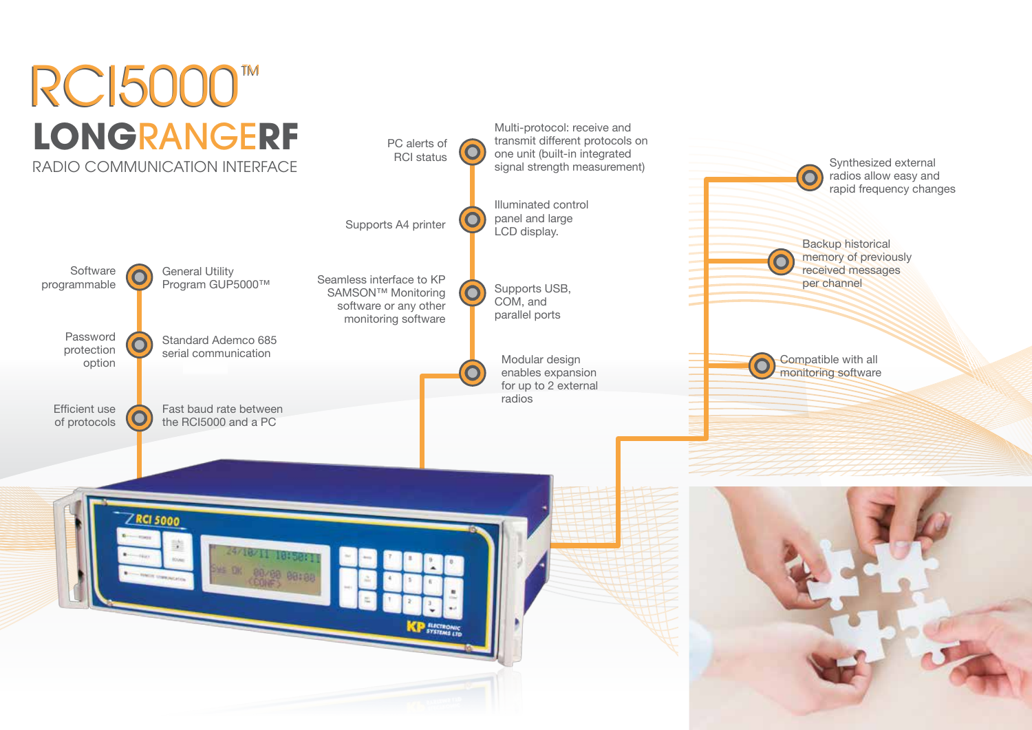# RCI5000™

## LONGRANGERF

RADIO COMMUNICATION INTERFACE

- Software programmable
- General Utility Program GUP5000™
- Password protection option
- Standard Ademco 685 serial communication
- Efficient use of protocols
- Fast baud rate between the RCI5000 and a PC
- PC alerts of RCI status
- Multi-protocol: receive and transmit different protocols on one unit (built-in integrated signal strength measurement)
- Supports A4 printer
- Illuminated control panel and large LCD display.
- Seamless interface to KP SAMSON™ Monitoring software or any other monitoring software
- Supports USB, COM, and parallel ports
- Modular design enables expansion for up to 2 external radios
- Synthesized external radios allow easy and rapid frequency changes
- Backup historical memory of previously received messages per channel
- Compatible with all monitoring software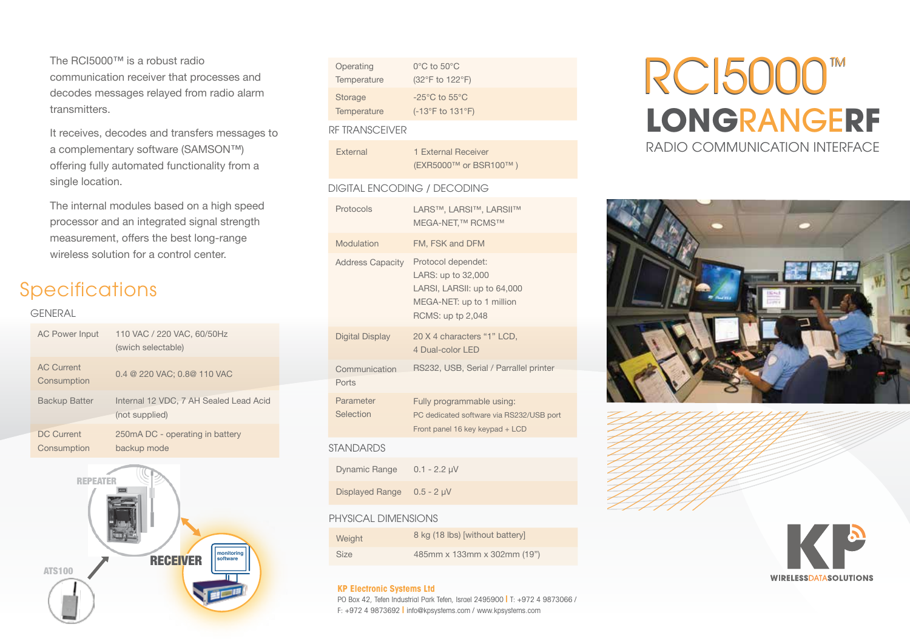# RCI5000™

## LONGRANGERF

RADIO COMMUNICATION INTERFACE

The RCI5000™ is a robust radio communication receiver that processes and decodes messages relayed from radio alarm transmitters.

It receives, decodes and transfers messages to a complementary software (SAMSON™) offering fully automated functionality from a single location.

The internal modules based on a high speed processor and an integrated signal strength measurement, offers the best long-range wireless solution for a control center.

## Specifications

### GENERAL

| | |
|---|---|
| AC Power Input | 110 VAC / 220 VAC, 60/50Hz (swich selectable) |
| AC Current Consumption | 0.4 @ 220 VAC; 0.8@ 110 VAC |
| Backup Batter | Internal 12 VDC, 7 AH Sealed Lead Acid (not supplied) |
| DC Current Consumption | 250mA DC - operating in battery backup mode |
| Operating Temperature | 0°C to 50°C (32°F to 122°F) |
| Storage Temperature | -25°C to 55°C (-13°F to 131°F) |

REPEATER

RECEIVER

monitoring software

ATS100

### RF TRANSCEIVER

| | |
|---|---|
| External | 1 External Receiver (EXR5000™ or BSR100™ ) |

### DIGITAL ENCODING / DECODING

| | |
|---|---|
| Protocols | LARS™, LARSI™, LARSII™ MEGA-NET,™ RCMS™ |
| Modulation | FM, FSK and DFM |
| Address Capacity | Protocol dependet:<br>LARS: up to 32,000<br>LARSI, LARSII: up to 64,000<br>MEGA-NET: up to 1 million<br>RCMS: up tp 2,048 |
| Digital Display | 20 X 4 characters "1" LCD, 4 Dual-color LED |
| Communication Ports | RS232, USB, Serial / Parrallel printer |
| Parameter Selection | Fully programmable using:<br>PC dedicated software via RS232/USB port<br>Front panel 16 key keypad + LCD |

### STANDARDS

| | |
|---|---|
| Dynamic Range | 0.1 - 2.2 μV |
| Displayed Range | 0.5 - 2 μV |

### PHYSICAL DIMENSIONS

| | |
|---|---|
| Weight | 8 kg (18 lbs) [without battery] |
| Size | 485mm x 133mm x 302mm (19") |

**KP Electronic Systems Ltd**
PO Box 42, Tefen Industrial Park Tefen, Israel 2495900 | T: +972 4 9873066 / F: +972 4 9873692 | info@kpsystems.com / www.kpsystems.com

KP WIRELESSDATASOLUTIONS